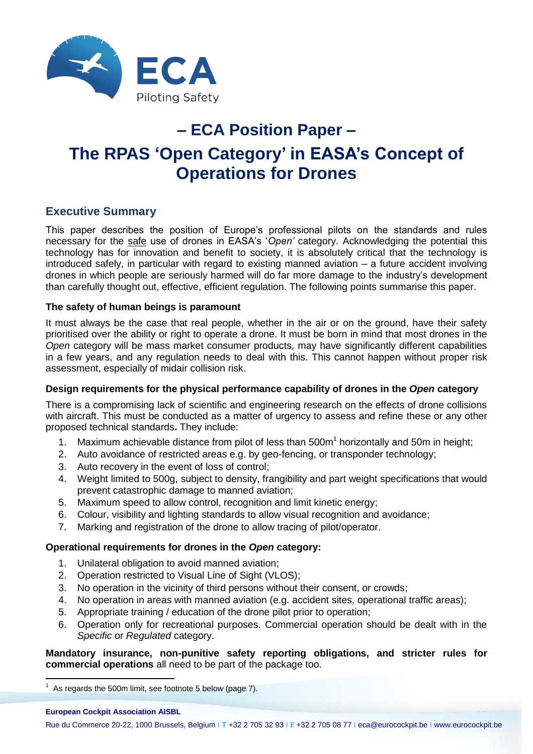# – ECA Position Paper –

# The RPAS 'Open Category' in EASA's Concept of Operations for Drones

## Executive Summary

This paper describes the position of Europe's professional pilots on the standards and rules necessary for the safe use of drones in EASA's '*Open'* category. Acknowledging the potential this technology has for innovation and benefit to society, it is absolutely critical that the technology is introduced safely, in particular with regard to existing manned aviation – a future accident involving drones in which people are seriously harmed will do far more damage to the industry's development than carefully thought out, effective, efficient regulation. The following points summarise this paper.

### The safety of human beings is paramount

It must always be the case that real people, whether in the air or on the ground, have their safety prioritised over the ability or right to operate a drone. It must be born in mind that most drones in the *Open* category will be mass market consumer products, may have significantly different capabilities in a few years, and any regulation needs to deal with this. This cannot happen without proper risk assessment, especially of midair collision risk.

### Design requirements for the physical performance capability of drones in the *Open* category

There is a compromising lack of scientific and engineering research on the effects of drone collisions with aircraft. This must be conducted as a matter of urgency to assess and refine these or any other proposed technical standards**.** They include:

1. Maximum achievable distance from pilot of less than 500m[1] horizontally and 50m in height;
2. Auto avoidance of restricted areas e.g. by geo-fencing, or transponder technology;
3. Auto recovery in the event of loss of control;
4. Weight limited to 500g, subject to density, frangibility and part weight specifications that would prevent catastrophic damage to manned aviation;
5. Maximum speed to allow control, recognition and limit kinetic energy;
6. Colour, visibility and lighting standards to allow visual recognition and avoidance;
7. Marking and registration of the drone to allow tracing of pilot/operator.

### Operational requirements for drones in the *Open* category:

1. Unilateral obligation to avoid manned aviation;
2. Operation restricted to Visual Line of Sight (VLOS);
3. No operation in the vicinity of third persons without their consent, or crowds;
4. No operation in areas with manned aviation (e.g. accident sites, operational traffic areas);
5. Appropriate training / education of the drone pilot prior to operation;
6. Operation only for recreational purposes. Commercial operation should be dealt with in the *Specific* or *Regulated* category.

**Mandatory insurance, non-punitive safety reporting obligations, and stricter rules for commercial operations** all need to be part of the package too.

---

[1] As regards the 500m limit, see footnote 5 below (page 7).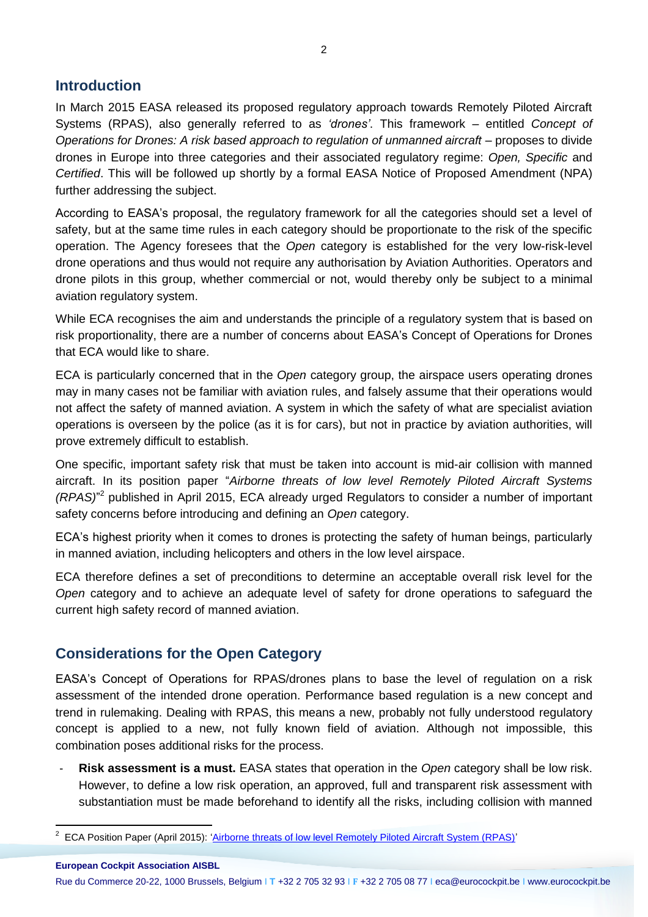## Introduction

In March 2015 EASA released its proposed regulatory approach towards Remotely Piloted Aircraft Systems (RPAS), also generally referred to as *'drones'*. This framework – entitled *Concept of Operations for Drones: A risk based approach to regulation of unmanned aircraft* – proposes to divide drones in Europe into three categories and their associated regulatory regime: *Open, Specific* and *Certified*. This will be followed up shortly by a formal EASA Notice of Proposed Amendment (NPA) further addressing the subject.

According to EASA's proposal, the regulatory framework for all the categories should set a level of safety, but at the same time rules in each category should be proportionate to the risk of the specific operation. The Agency foresees that the *Open* category is established for the very low-risk-level drone operations and thus would not require any authorisation by Aviation Authorities. Operators and drone pilots in this group, whether commercial or not, would thereby only be subject to a minimal aviation regulatory system.

While ECA recognises the aim and understands the principle of a regulatory system that is based on risk proportionality, there are a number of concerns about EASA's Concept of Operations for Drones that ECA would like to share.

ECA is particularly concerned that in the *Open* category group, the airspace users operating drones may in many cases not be familiar with aviation rules, and falsely assume that their operations would not affect the safety of manned aviation. A system in which the safety of what are specialist aviation operations is overseen by the police (as it is for cars), but not in practice by aviation authorities, will prove extremely difficult to establish.

One specific, important safety risk that must be taken into account is mid-air collision with manned aircraft. In its position paper "*Airborne threats of low level Remotely Piloted Aircraft Systems (RPAS)*"[2] published in April 2015, ECA already urged Regulators to consider a number of important safety concerns before introducing and defining an *Open* category.

ECA's highest priority when it comes to drones is protecting the safety of human beings, particularly in manned aviation, including helicopters and others in the low level airspace.

ECA therefore defines a set of preconditions to determine an acceptable overall risk level for the *Open* category and to achieve an adequate level of safety for drone operations to safeguard the current high safety record of manned aviation.

## Considerations for the Open Category

EASA's Concept of Operations for RPAS/drones plans to base the level of regulation on a risk assessment of the intended drone operation. Performance based regulation is a new concept and trend in rulemaking. Dealing with RPAS, this means a new, probably not fully understood regulatory concept is applied to a new, not fully known field of aviation. Although not impossible, this combination poses additional risks for the process.

- **Risk assessment is a must.** EASA states that operation in the *Open* category shall be low risk. However, to define a low risk operation, an approved, full and transparent risk assessment with substantiation must be made beforehand to identify all the risks, including collision with manned

[2] ECA Position Paper (April 2015): 'Airborne threats of low level Remotely Piloted Aircraft System (RPAS)'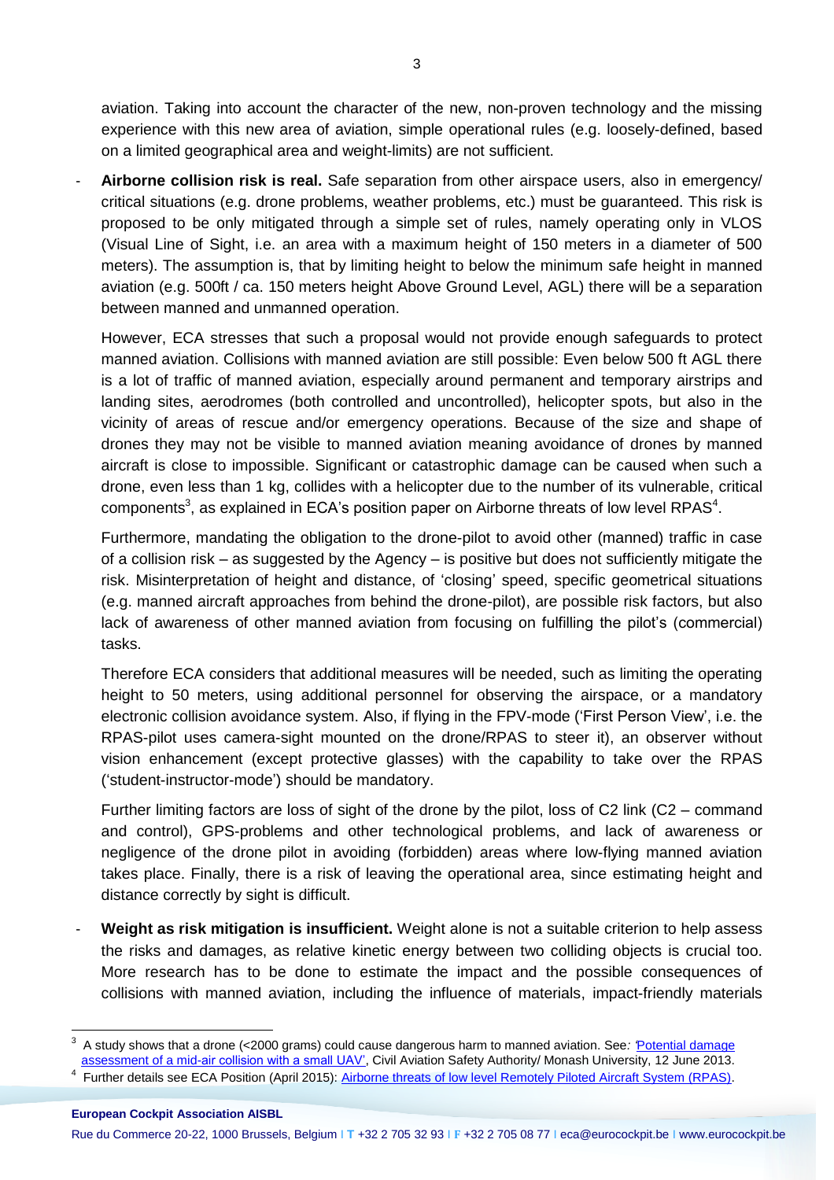aviation. Taking into account the character of the new, non-proven technology and the missing experience with this new area of aviation, simple operational rules (e.g. loosely-defined, based on a limited geographical area and weight-limits) are not sufficient.

- **Airborne collision risk is real.** Safe separation from other airspace users, also in emergency/ critical situations (e.g. drone problems, weather problems, etc.) must be guaranteed. This risk is proposed to be only mitigated through a simple set of rules, namely operating only in VLOS (Visual Line of Sight, i.e. an area with a maximum height of 150 meters in a diameter of 500 meters). The assumption is, that by limiting height to below the minimum safe height in manned aviation (e.g. 500ft / ca. 150 meters height Above Ground Level, AGL) there will be a separation between manned and unmanned operation.

  However, ECA stresses that such a proposal would not provide enough safeguards to protect manned aviation. Collisions with manned aviation are still possible: Even below 500 ft AGL there is a lot of traffic of manned aviation, especially around permanent and temporary airstrips and landing sites, aerodromes (both controlled and uncontrolled), helicopter spots, but also in the vicinity of areas of rescue and/or emergency operations. Because of the size and shape of drones they may not be visible to manned aviation meaning avoidance of drones by manned aircraft is close to impossible. Significant or catastrophic damage can be caused when such a drone, even less than 1 kg, collides with a helicopter due to the number of its vulnerable, critical components[3], as explained in ECA's position paper on Airborne threats of low level RPAS[4].

  Furthermore, mandating the obligation to the drone-pilot to avoid other (manned) traffic in case of a collision risk – as suggested by the Agency – is positive but does not sufficiently mitigate the risk. Misinterpretation of height and distance, of 'closing' speed, specific geometrical situations (e.g. manned aircraft approaches from behind the drone-pilot), are possible risk factors, but also lack of awareness of other manned aviation from focusing on fulfilling the pilot's (commercial) tasks.

  Therefore ECA considers that additional measures will be needed, such as limiting the operating height to 50 meters, using additional personnel for observing the airspace, or a mandatory electronic collision avoidance system. Also, if flying in the FPV-mode ('First Person View', i.e. the RPAS-pilot uses camera-sight mounted on the drone/RPAS to steer it), an observer without vision enhancement (except protective glasses) with the capability to take over the RPAS ('student-instructor-mode') should be mandatory.

  Further limiting factors are loss of sight of the drone by the pilot, loss of C2 link (C2 – command and control), GPS-problems and other technological problems, and lack of awareness or negligence of the drone pilot in avoiding (forbidden) areas where low-flying manned aviation takes place. Finally, there is a risk of leaving the operational area, since estimating height and distance correctly by sight is difficult.

- **Weight as risk mitigation is insufficient.** Weight alone is not a suitable criterion to help assess the risks and damages, as relative kinetic energy between two colliding objects is crucial too. More research has to be done to estimate the impact and the possible consequences of collisions with manned aviation, including the influence of materials, impact-friendly materials

---

[3] A study shows that a drone (<2000 grams) could cause dangerous harm to manned aviation. See: 'Potential damage assessment of a mid-air collision with a small UAV', Civil Aviation Safety Authority/ Monash University, 12 June 2013.

[4] Further details see ECA Position (April 2015): Airborne threats of low level Remotely Piloted Aircraft System (RPAS).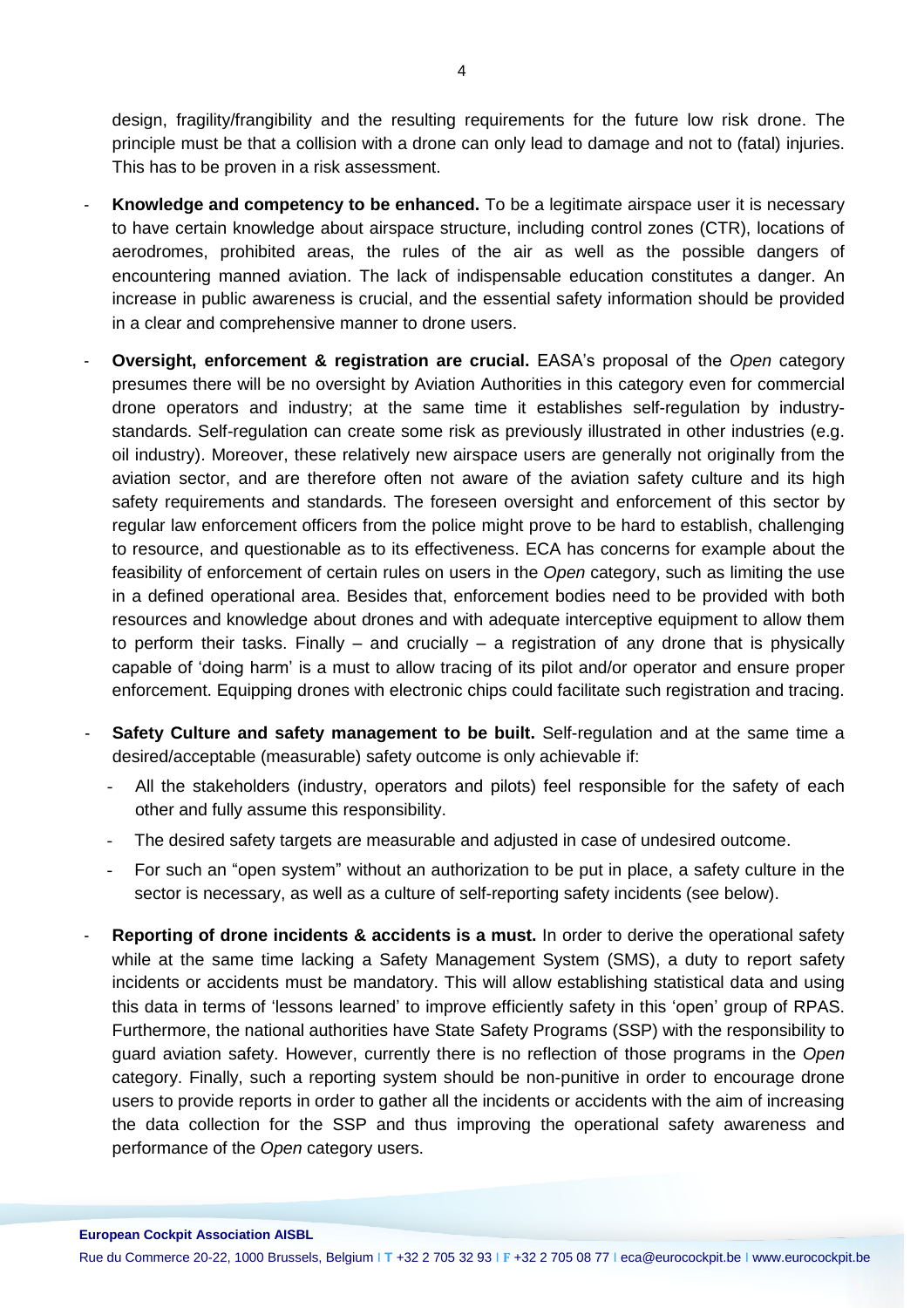design, fragility/frangibility and the resulting requirements for the future low risk drone. The principle must be that a collision with a drone can only lead to damage and not to (fatal) injuries. This has to be proven in a risk assessment.

- **Knowledge and competency to be enhanced.** To be a legitimate airspace user it is necessary to have certain knowledge about airspace structure, including control zones (CTR), locations of aerodromes, prohibited areas, the rules of the air as well as the possible dangers of encountering manned aviation. The lack of indispensable education constitutes a danger. An increase in public awareness is crucial, and the essential safety information should be provided in a clear and comprehensive manner to drone users.
- **Oversight, enforcement & registration are crucial.** EASA's proposal of the *Open* category presumes there will be no oversight by Aviation Authorities in this category even for commercial drone operators and industry; at the same time it establishes self-regulation by industry-standards. Self-regulation can create some risk as previously illustrated in other industries (e.g. oil industry). Moreover, these relatively new airspace users are generally not originally from the aviation sector, and are therefore often not aware of the aviation safety culture and its high safety requirements and standards. The foreseen oversight and enforcement of this sector by regular law enforcement officers from the police might prove to be hard to establish, challenging to resource, and questionable as to its effectiveness. ECA has concerns for example about the feasibility of enforcement of certain rules on users in the *Open* category, such as limiting the use in a defined operational area. Besides that, enforcement bodies need to be provided with both resources and knowledge about drones and with adequate interceptive equipment to allow them to perform their tasks. Finally – and crucially – a registration of any drone that is physically capable of 'doing harm' is a must to allow tracing of its pilot and/or operator and ensure proper enforcement. Equipping drones with electronic chips could facilitate such registration and tracing.
- **Safety Culture and safety management to be built.** Self-regulation and at the same time a desired/acceptable (measurable) safety outcome is only achievable if:
  - All the stakeholders (industry, operators and pilots) feel responsible for the safety of each other and fully assume this responsibility.
  - The desired safety targets are measurable and adjusted in case of undesired outcome.
  - For such an "open system" without an authorization to be put in place, a safety culture in the sector is necessary, as well as a culture of self-reporting safety incidents (see below).
- **Reporting of drone incidents & accidents is a must.** In order to derive the operational safety while at the same time lacking a Safety Management System (SMS), a duty to report safety incidents or accidents must be mandatory. This will allow establishing statistical data and using this data in terms of 'lessons learned' to improve efficiently safety in this 'open' group of RPAS. Furthermore, the national authorities have State Safety Programs (SSP) with the responsibility to guard aviation safety. However, currently there is no reflection of those programs in the *Open* category. Finally, such a reporting system should be non-punitive in order to encourage drone users to provide reports in order to gather all the incidents or accidents with the aim of increasing the data collection for the SSP and thus improving the operational safety awareness and performance of the *Open* category users.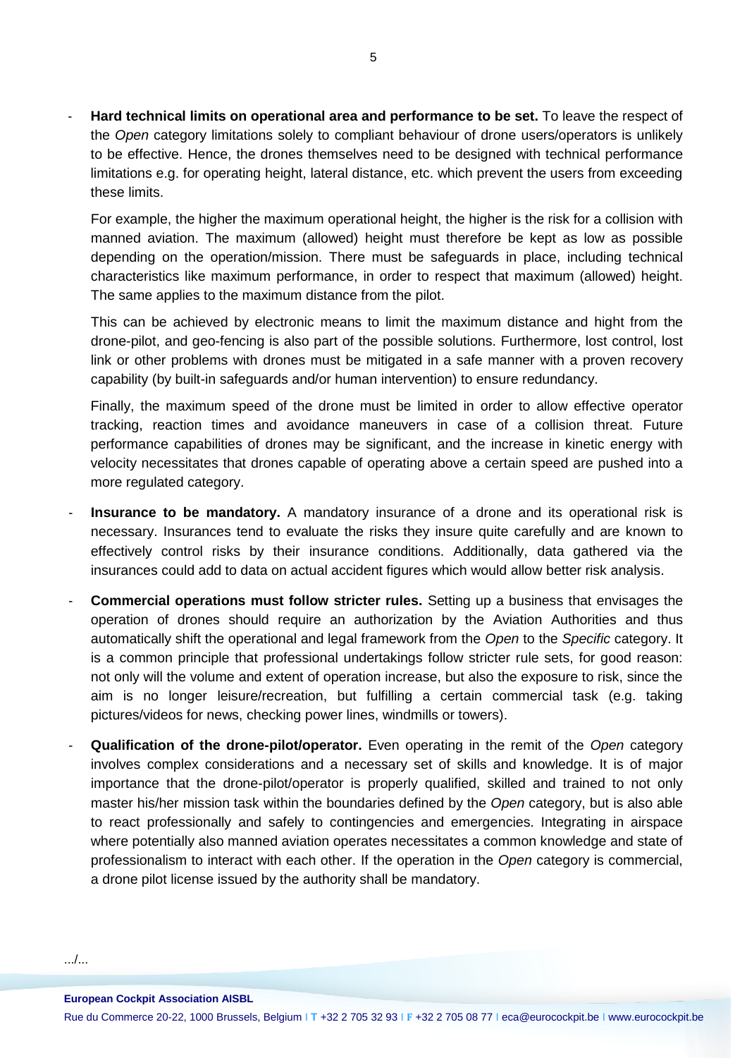- **Hard technical limits on operational area and performance to be set.** To leave the respect of the *Open* category limitations solely to compliant behaviour of drone users/operators is unlikely to be effective. Hence, the drones themselves need to be designed with technical performance limitations e.g. for operating height, lateral distance, etc. which prevent the users from exceeding these limits.

  For example, the higher the maximum operational height, the higher is the risk for a collision with manned aviation. The maximum (allowed) height must therefore be kept as low as possible depending on the operation/mission. There must be safeguards in place, including technical characteristics like maximum performance, in order to respect that maximum (allowed) height. The same applies to the maximum distance from the pilot.

  This can be achieved by electronic means to limit the maximum distance and hight from the drone-pilot, and geo-fencing is also part of the possible solutions. Furthermore, lost control, lost link or other problems with drones must be mitigated in a safe manner with a proven recovery capability (by built-in safeguards and/or human intervention) to ensure redundancy.

  Finally, the maximum speed of the drone must be limited in order to allow effective operator tracking, reaction times and avoidance maneuvers in case of a collision threat. Future performance capabilities of drones may be significant, and the increase in kinetic energy with velocity necessitates that drones capable of operating above a certain speed are pushed into a more regulated category.

- **Insurance to be mandatory.** A mandatory insurance of a drone and its operational risk is necessary. Insurances tend to evaluate the risks they insure quite carefully and are known to effectively control risks by their insurance conditions. Additionally, data gathered via the insurances could add to data on actual accident figures which would allow better risk analysis.

- **Commercial operations must follow stricter rules.** Setting up a business that envisages the operation of drones should require an authorization by the Aviation Authorities and thus automatically shift the operational and legal framework from the *Open* to the *Specific* category. It is a common principle that professional undertakings follow stricter rule sets, for good reason: not only will the volume and extent of operation increase, but also the exposure to risk, since the aim is no longer leisure/recreation, but fulfilling a certain commercial task (e.g. taking pictures/videos for news, checking power lines, windmills or towers).

- **Qualification of the drone-pilot/operator.** Even operating in the remit of the *Open* category involves complex considerations and a necessary set of skills and knowledge. It is of major importance that the drone-pilot/operator is properly qualified, skilled and trained to not only master his/her mission task within the boundaries defined by the *Open* category, but is also able to react professionally and safely to contingencies and emergencies. Integrating in airspace where potentially also manned aviation operates necessitates a common knowledge and state of professionalism to interact with each other. If the operation in the *Open* category is commercial, a drone pilot license issued by the authority shall be mandatory.

.../...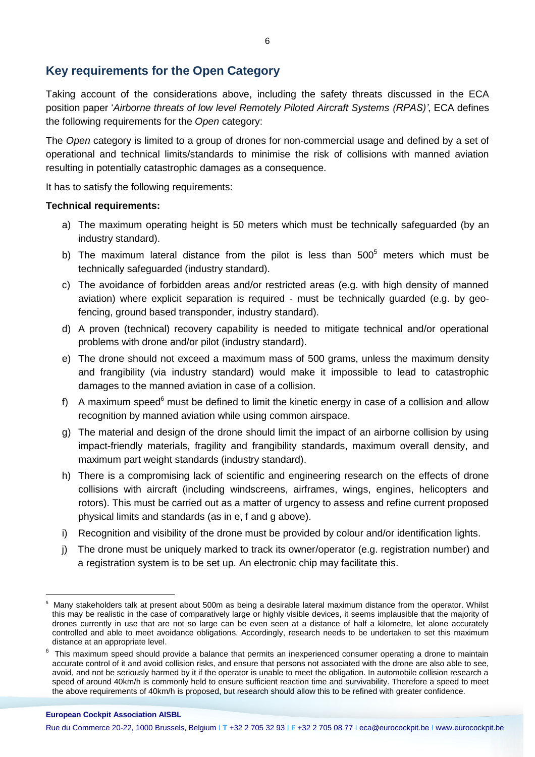## Key requirements for the Open Category

Taking account of the considerations above, including the safety threats discussed in the ECA position paper '*Airborne threats of low level Remotely Piloted Aircraft Systems (RPAS)*', ECA defines the following requirements for the *Open* category:

The *Open* category is limited to a group of drones for non-commercial usage and defined by a set of operational and technical limits/standards to minimise the risk of collisions with manned aviation resulting in potentially catastrophic damages as a consequence.

It has to satisfy the following requirements:

**Technical requirements:**

a) The maximum operating height is 50 meters which must be technically safeguarded (by an industry standard).

b) The maximum lateral distance from the pilot is less than 500[5] meters which must be technically safeguarded (industry standard).

c) The avoidance of forbidden areas and/or restricted areas (e.g. with high density of manned aviation) where explicit separation is required - must be technically guarded (e.g. by geo-fencing, ground based transponder, industry standard).

d) A proven (technical) recovery capability is needed to mitigate technical and/or operational problems with drone and/or pilot (industry standard).

e) The drone should not exceed a maximum mass of 500 grams, unless the maximum density and frangibility (via industry standard) would make it impossible to lead to catastrophic damages to the manned aviation in case of a collision.

f) A maximum speed[6] must be defined to limit the kinetic energy in case of a collision and allow recognition by manned aviation while using common airspace.

g) The material and design of the drone should limit the impact of an airborne collision by using impact-friendly materials, fragility and frangibility standards, maximum overall density, and maximum part weight standards (industry standard).

h) There is a compromising lack of scientific and engineering research on the effects of drone collisions with aircraft (including windscreens, airframes, wings, engines, helicopters and rotors). This must be carried out as a matter of urgency to assess and refine current proposed physical limits and standards (as in e, f and g above).

i) Recognition and visibility of the drone must be provided by colour and/or identification lights.

j) The drone must be uniquely marked to track its owner/operator (e.g. registration number) and a registration system is to be set up. An electronic chip may facilitate this.

---

[5] Many stakeholders talk at present about 500m as being a desirable lateral maximum distance from the operator. Whilst this may be realistic in the case of comparatively large or highly visible devices, it seems implausible that the majority of drones currently in use that are not so large can be even seen at a distance of half a kilometre, let alone accurately controlled and able to meet avoidance obligations. Accordingly, research needs to be undertaken to set this maximum distance at an appropriate level.

[6] This maximum speed should provide a balance that permits an inexperienced consumer operating a drone to maintain accurate control of it and avoid collision risks, and ensure that persons not associated with the drone are also able to see, avoid, and not be seriously harmed by it if the operator is unable to meet the obligation. In automobile collision research a speed of around 40km/h is commonly held to ensure sufficient reaction time and survivability. Therefore a speed to meet the above requirements of 40km/h is proposed, but research should allow this to be refined with greater confidence.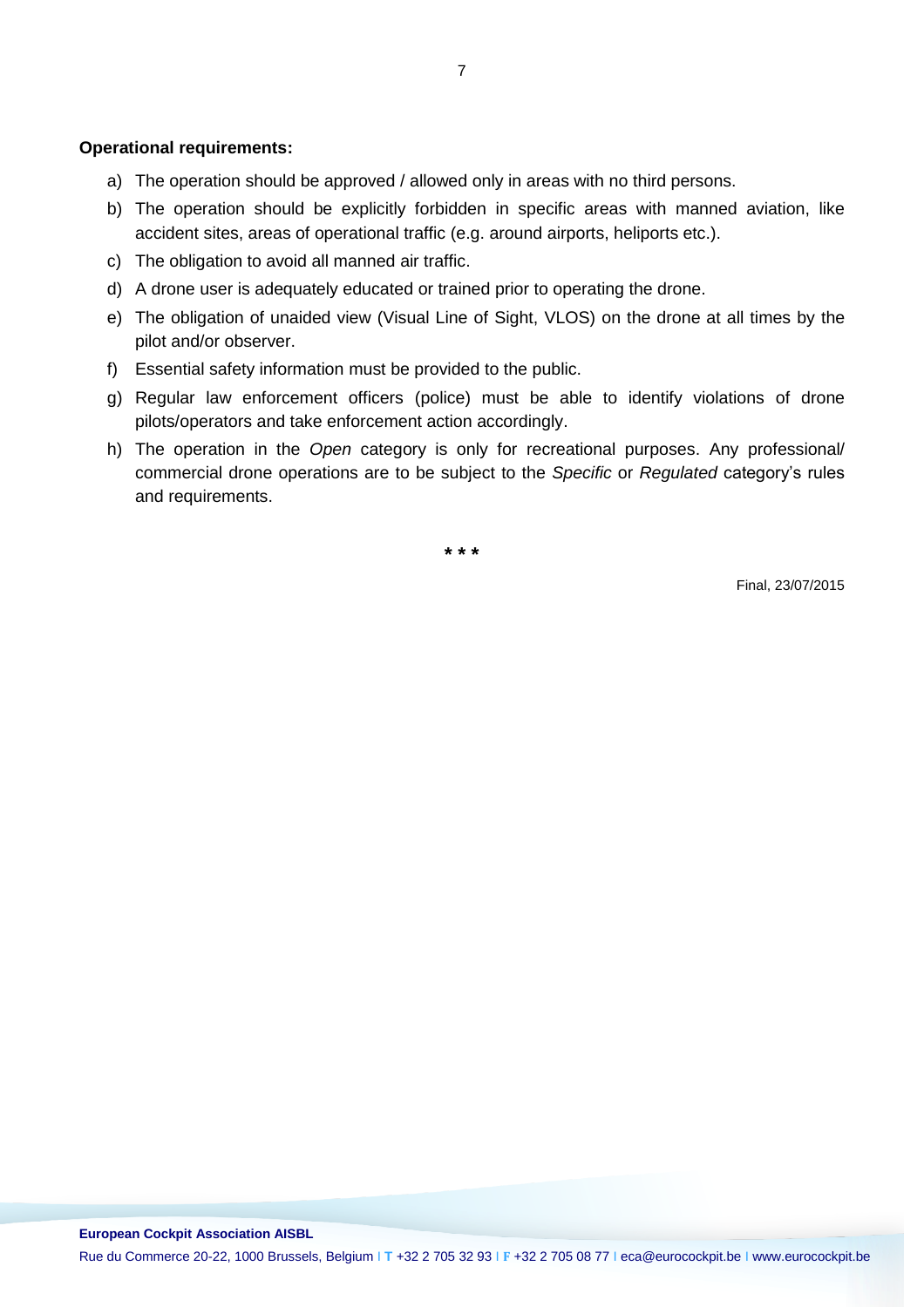**Operational requirements:**

a) The operation should be approved / allowed only in areas with no third persons.

b) The operation should be explicitly forbidden in specific areas with manned aviation, like accident sites, areas of operational traffic (e.g. around airports, heliports etc.).

c) The obligation to avoid all manned air traffic.

d) A drone user is adequately educated or trained prior to operating the drone.

e) The obligation of unaided view (Visual Line of Sight, VLOS) on the drone at all times by the pilot and/or observer.

f) Essential safety information must be provided to the public.

g) Regular law enforcement officers (police) must be able to identify violations of drone pilots/operators and take enforcement action accordingly.

h) The operation in the *Open* category is only for recreational purposes. Any professional/ commercial drone operations are to be subject to the *Specific* or *Regulated* category's rules and requirements.

**\* \* \***

Final, 23/07/2015

**European Cockpit Association AISBL**

Rue du Commerce 20-22, 1000 Brussels, Belgium I T +32 2 705 32 93 I F +32 2 705 08 77 I eca@eurocockpit.be I www.eurocockpit.be